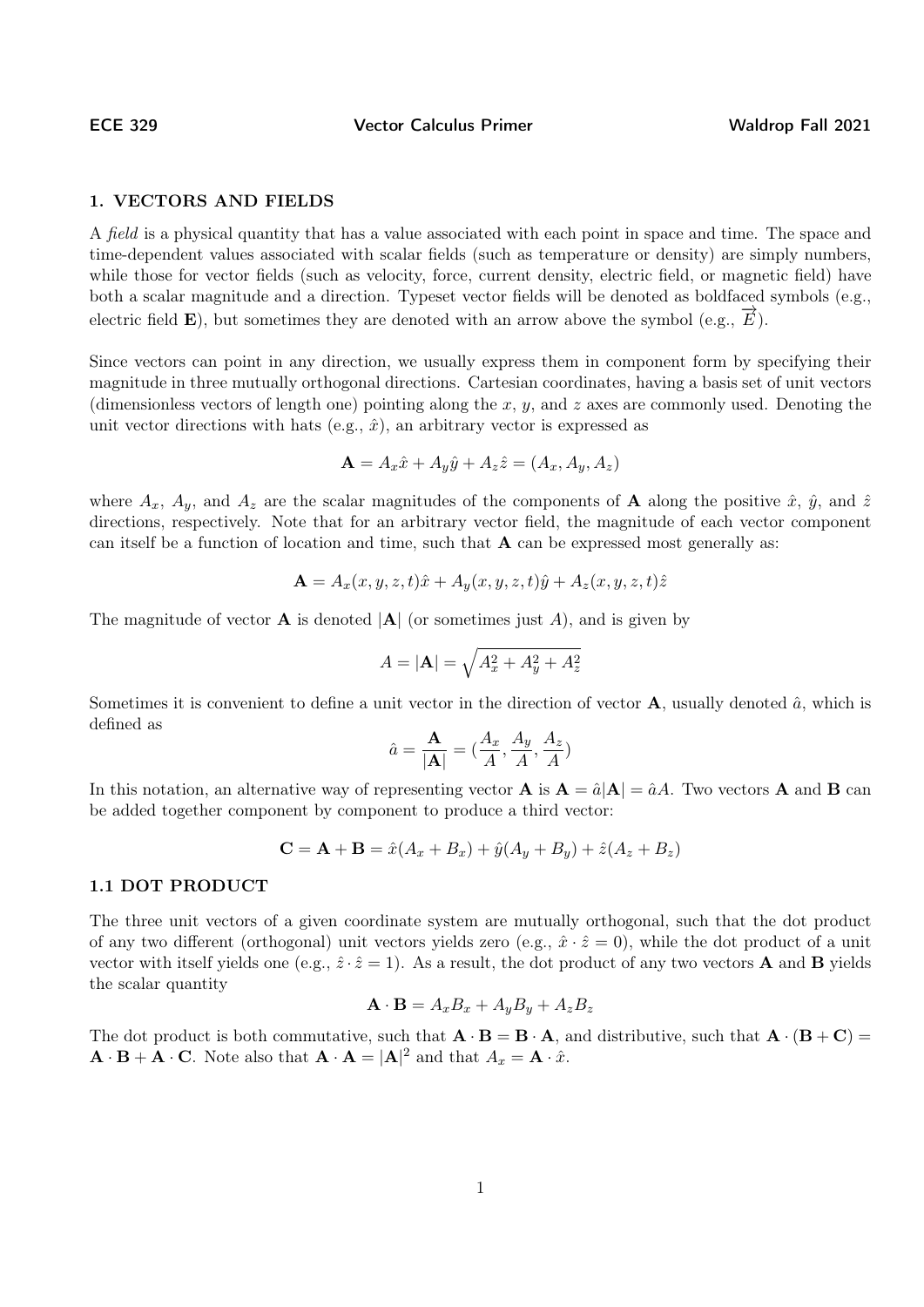## 1. VECTORS AND FIELDS

A *field* is a physical quantity that has a value associated with each point in space and time. The space and time-dependent values associated with scalar fields (such as temperature or density) are simply numbers, while those for vector fields (such as velocity, force, current density, electric field, or magnetic field) have both a scalar magnitude and a direction. Typeset vector fields will be denoted as boldfaced symbols (e.g., electric field $\mathbf{E}$), but sometimes they are denoted with an arrow above the symbol (e.g., $\overrightarrow{E}$).

Since vectors can point in any direction, we usually express them in component form by specifying their magnitude in three mutually orthogonal directions. Cartesian coordinates, having a basis set of unit vectors (dimensionless vectors of length one) pointing along the $x$, $y$, and $z$ axes are commonly used. Denoting the unit vector directions with hats (e.g., $\hat{x}$), an arbitrary vector is expressed as

$$\mathbf{A} = A_x\hat{x} + A_y\hat{y} + A_z\hat{z} = (A_x, A_y, A_z)$$

where $A_x$, $A_y$, and $A_z$ are the scalar magnitudes of the components of $\mathbf{A}$ along the positive $\hat{x}$, $\hat{y}$, and $\hat{z}$ directions, respectively. Note that for an arbitrary vector field, the magnitude of each vector component can itself be a function of location and time, such that $\mathbf{A}$ can be expressed most generally as:

$$\mathbf{A} = A_x(x, y, z, t)\hat{x} + A_y(x, y, z, t)\hat{y} + A_z(x, y, z, t)\hat{z}$$

The magnitude of vector $\mathbf{A}$ is denoted $|\mathbf{A}|$ (or sometimes just $A$), and is given by

$$A = |\mathbf{A}| = \sqrt{A_x^2 + A_y^2 + A_z^2}$$

Sometimes it is convenient to define a unit vector in the direction of vector $\mathbf{A}$, usually denoted $\hat{a}$, which is defined as

$$\hat{a} = \frac{\mathbf{A}}{|\mathbf{A}|} = (\frac{A_x}{A}, \frac{A_y}{A}, \frac{A_z}{A})$$

In this notation, an alternative way of representing vector $\mathbf{A}$ is $\mathbf{A} = \hat{a}|\mathbf{A}| = \hat{a}A$. Two vectors $\mathbf{A}$ and $\mathbf{B}$ can be added together component by component to produce a third vector:

$$\mathbf{C} = \mathbf{A} + \mathbf{B} = \hat{x}(A_x + B_x) + \hat{y}(A_y + B_y) + \hat{z}(A_z + B_z)$$

### 1.1 DOT PRODUCT

The three unit vectors of a given coordinate system are mutually orthogonal, such that the dot product of any two different (orthogonal) unit vectors yields zero (e.g., $\hat{x} \cdot \hat{z} = 0$), while the dot product of a unit vector with itself yields one (e.g., $\hat{z} \cdot \hat{z} = 1$). As a result, the dot product of any two vectors $\mathbf{A}$ and $\mathbf{B}$ yields the scalar quantity

$$\mathbf{A} \cdot \mathbf{B} = A_xB_x + A_yB_y + A_zB_z$$

The dot product is both commutative, such that $\mathbf{A} \cdot \mathbf{B} = \mathbf{B} \cdot \mathbf{A}$, and distributive, such that $\mathbf{A} \cdot (\mathbf{B} + \mathbf{C}) = \mathbf{A} \cdot \mathbf{B} + \mathbf{A} \cdot \mathbf{C}$. Note also that $\mathbf{A} \cdot \mathbf{A} = |\mathbf{A}|^2$ and that $A_x = \mathbf{A} \cdot \hat{x}$.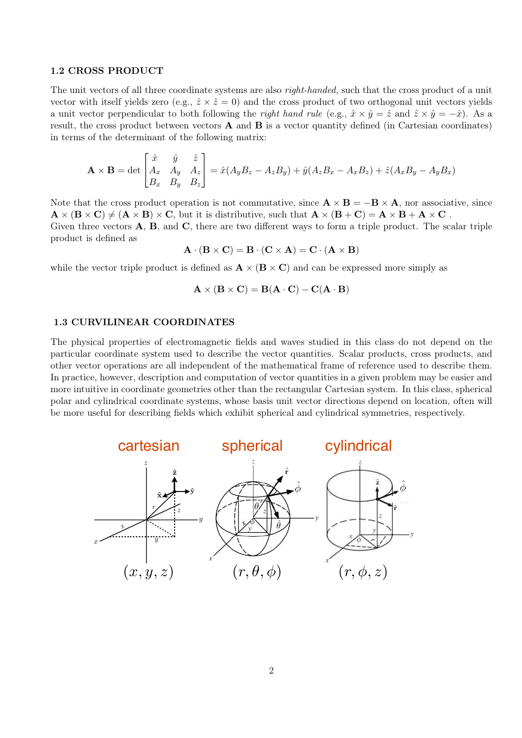### 1.2 CROSS PRODUCT

The unit vectors of all three coordinate systems are also *right-handed,* such that the cross product of a unit vector with itself yields zero (e.g., $\hat{z} \times \hat{z} = 0$) and the cross product of two orthogonal unit vectors yields a unit vector perpendicular to both following the *right hand rule* (e.g., $\hat{x} \times \hat{y} = \hat{z}$ and $\hat{z} \times \hat{y} = -\hat{x}$). As a result, the cross product between vectors **A** and **B** is a vector quantity defined (in Cartesian coordinates) in terms of the determinant of the following matrix:

$$\mathbf{A} \times \mathbf{B} = \det \begin{bmatrix} \hat{x} & \hat{y} & \hat{z} \\ A_x & A_y & A_z \\ B_x & B_y & B_z \end{bmatrix} = \hat{x}(A_y B_z - A_z B_y) + \hat{y}(A_z B_x - A_x B_z) + \hat{z}(A_x B_y - A_y B_x)$$

Note that the cross product operation is not commutative, since $\mathbf{A} \times \mathbf{B} = -\mathbf{B} \times \mathbf{A}$, nor associative, since $\mathbf{A} \times (\mathbf{B} \times \mathbf{C}) \neq (\mathbf{A} \times \mathbf{B}) \times \mathbf{C}$, but it is distributive, such that $\mathbf{A} \times (\mathbf{B} + \mathbf{C}) = \mathbf{A} \times \mathbf{B} + \mathbf{A} \times \mathbf{C}$ .
Given three vectors **A**, **B**, and **C**, there are two different ways to form a triple product. The scalar triple product is defined as

$$\mathbf{A} \cdot (\mathbf{B} \times \mathbf{C}) = \mathbf{B} \cdot (\mathbf{C} \times \mathbf{A}) = \mathbf{C} \cdot (\mathbf{A} \times \mathbf{B})$$

while the vector triple product is defined as $\mathbf{A} \times (\mathbf{B} \times \mathbf{C})$ and can be expressed more simply as

$$\mathbf{A} \times (\mathbf{B} \times \mathbf{C}) = \mathbf{B}(\mathbf{A} \cdot \mathbf{C}) - \mathbf{C}(\mathbf{A} \cdot \mathbf{B})$$

### 1.3 CURVILINEAR COORDINATES

The physical properties of electromagnetic fields and waves studied in this class do not depend on the particular coordinate system used to describe the vector quantities. Scalar products, cross products, and other vector operations are all independent of the mathematical frame of reference used to describe them. In practice, however, description and computation of vector quantities in a given problem may be easier and more intuitive in coordinate geometries other than the rectangular Cartesian system. In this class, spherical polar and cylindrical coordinate systems, whose basis unit vector directions depend on location, often will be more useful for describing fields which exhibit spherical and cylindrical symmetries, respectively.

cartesian $(x, y, z)$ — spherical $(r, \theta, \phi)$ — cylindrical $(r, \phi, z)$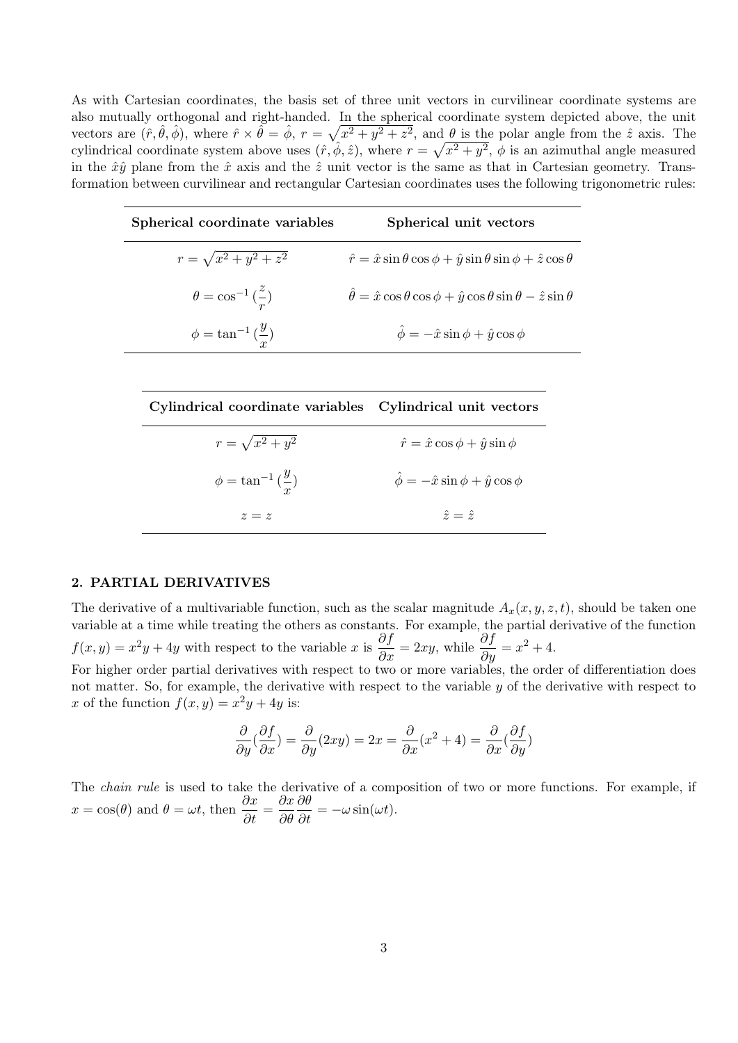As with Cartesian coordinates, the basis set of three unit vectors in curvilinear coordinate systems are also mutually orthogonal and right-handed. In the spherical coordinate system depicted above, the unit vectors are $(\hat{r}, \hat{\theta}, \hat{\phi})$, where $\hat{r} \times \hat{\theta} = \hat{\phi}$, $r = \sqrt{x^2 + y^2 + z^2}$, and $\theta$ is the polar angle from the $\hat{z}$ axis. The cylindrical coordinate system above uses $(\hat{r}, \hat{\phi}, \hat{z})$, where $r = \sqrt{x^2 + y^2}$, $\phi$ is an azimuthal angle measured in the $\hat{x}\hat{y}$ plane from the $\hat{x}$ axis and the $\hat{z}$ unit vector is the same as that in Cartesian geometry. Transformation between curvilinear and rectangular Cartesian coordinates uses the following trigonometric rules:

| **Spherical coordinate variables** | **Spherical unit vectors** |
|---|---|
| $r = \sqrt{x^2 + y^2 + z^2}$ | $\hat{r} = \hat{x} \sin\theta \cos\phi + \hat{y} \sin\theta \sin\phi + \hat{z} \cos\theta$ |
| $\theta = \cos^{-1}(\frac{z}{r})$ | $\hat{\theta} = \hat{x} \cos\theta \cos\phi + \hat{y} \cos\theta \sin\theta - \hat{z} \sin\theta$ |
| $\phi = \tan^{-1}(\frac{y}{x})$ | $\hat{\phi} = -\hat{x} \sin\phi + \hat{y} \cos\phi$ |

| **Cylindrical coordinate variables** | **Cylindrical unit vectors** |
|---|---|
| $r = \sqrt{x^2 + y^2}$ | $\hat{r} = \hat{x} \cos\phi + \hat{y} \sin\phi$ |
| $\phi = \tan^{-1}(\frac{y}{x})$ | $\hat{\phi} = -\hat{x} \sin\phi + \hat{y} \cos\phi$ |
| $z = z$ | $\hat{z} = \hat{z}$ |

### 2. PARTIAL DERIVATIVES

The derivative of a multivariable function, such as the scalar magnitude $A_x(x, y, z, t)$, should be taken one variable at a time while treating the others as constants. For example, the partial derivative of the function $f(x, y) = x^2y + 4y$ with respect to the variable $x$ is $\frac{\partial f}{\partial x} = 2xy$, while $\frac{\partial f}{\partial y} = x^2 + 4$.

For higher order partial derivatives with respect to two or more variables, the order of differentiation does not matter. So, for example, the derivative with respect to the variable $y$ of the derivative with respect to $x$ of the function $f(x, y) = x^2y + 4y$ is:

$$\frac{\partial}{\partial y}(\frac{\partial f}{\partial x}) = \frac{\partial}{\partial y}(2xy) = 2x = \frac{\partial}{\partial x}(x^2 + 4) = \frac{\partial}{\partial x}(\frac{\partial f}{\partial y})$$

The *chain rule* is used to take the derivative of a composition of two or more functions. For example, if $x = \cos(\theta)$ and $\theta = \omega t$, then $\frac{\partial x}{\partial t} = \frac{\partial x}{\partial \theta}\frac{\partial \theta}{\partial t} = -\omega \sin(\omega t)$.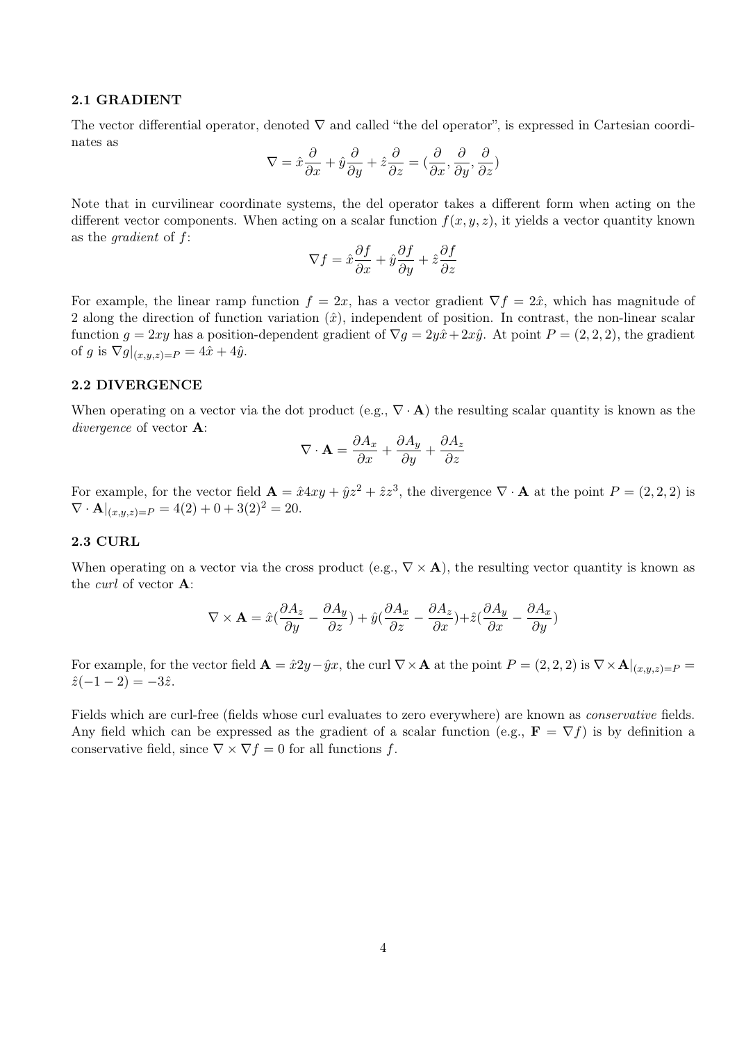### 2.1 GRADIENT

The vector differential operator, denoted $\nabla$ and called "the del operator", is expressed in Cartesian coordinates as

$$\nabla = \hat{x}\frac{\partial}{\partial x} + \hat{y}\frac{\partial}{\partial y} + \hat{z}\frac{\partial}{\partial z} = (\frac{\partial}{\partial x}, \frac{\partial}{\partial y}, \frac{\partial}{\partial z})$$

Note that in curvilinear coordinate systems, the del operator takes a different form when acting on the different vector components. When acting on a scalar function $f(x, y, z)$, it yields a vector quantity known as the *gradient* of $f$:

$$\nabla f = \hat{x}\frac{\partial f}{\partial x} + \hat{y}\frac{\partial f}{\partial y} + \hat{z}\frac{\partial f}{\partial z}$$

For example, the linear ramp function $f = 2x$, has a vector gradient $\nabla f = 2\hat{x}$, which has magnitude of 2 along the direction of function variation ($\hat{x}$), independent of position. In contrast, the non-linear scalar function $g = 2xy$ has a position-dependent gradient of $\nabla g = 2y\hat{x} + 2x\hat{y}$. At point $P = (2, 2, 2)$, the gradient of $g$ is $\nabla g|_{(x,y,z)=P} = 4\hat{x} + 4\hat{y}$.

### 2.2 DIVERGENCE

When operating on a vector via the dot product (e.g., $\nabla \cdot \mathbf{A}$) the resulting scalar quantity is known as the *divergence* of vector $\mathbf{A}$:

$$\nabla \cdot \mathbf{A} = \frac{\partial A_x}{\partial x} + \frac{\partial A_y}{\partial y} + \frac{\partial A_z}{\partial z}$$

For example, for the vector field $\mathbf{A} = \hat{x}4xy + \hat{y}z^2 + \hat{z}z^3$, the divergence $\nabla \cdot \mathbf{A}$ at the point $P = (2, 2, 2)$ is $\nabla \cdot \mathbf{A}|_{(x,y,z)=P} = 4(2) + 0 + 3(2)^2 = 20$.

### 2.3 CURL

When operating on a vector via the cross product (e.g., $\nabla \times \mathbf{A}$), the resulting vector quantity is known as the *curl* of vector $\mathbf{A}$:

$$\nabla \times \mathbf{A} = \hat{x}(\frac{\partial A_z}{\partial y} - \frac{\partial A_y}{\partial z}) + \hat{y}(\frac{\partial A_x}{\partial z} - \frac{\partial A_z}{\partial x}) + \hat{z}(\frac{\partial A_y}{\partial x} - \frac{\partial A_x}{\partial y})$$

For example, for the vector field $\mathbf{A} = \hat{x}2y - \hat{y}x$, the curl $\nabla \times \mathbf{A}$ at the point $P = (2, 2, 2)$ is $\nabla \times \mathbf{A}|_{(x,y,z)=P} = \hat{z}(-1 - 2) = -3\hat{z}$.

Fields which are curl-free (fields whose curl evaluates to zero everywhere) are known as *conservative* fields. Any field which can be expressed as the gradient of a scalar function (e.g., $\mathbf{F} = \nabla f$) is by definition a conservative field, since $\nabla \times \nabla f = 0$ for all functions $f$.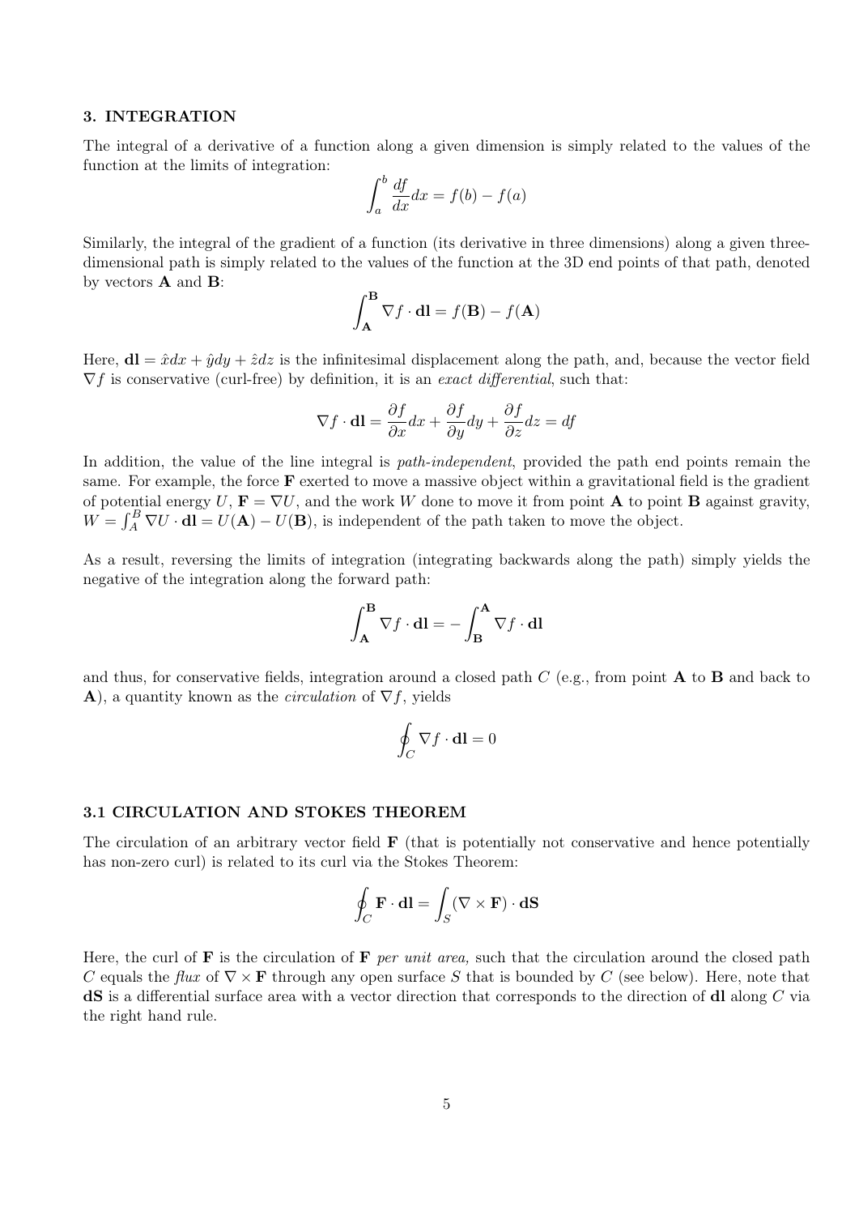## 3. INTEGRATION

The integral of a derivative of a function along a given dimension is simply related to the values of the function at the limits of integration:

$$\int_a^b \frac{df}{dx}dx = f(b) - f(a)$$

Similarly, the integral of the gradient of a function (its derivative in three dimensions) along a given three-dimensional path is simply related to the values of the function at the 3D end points of that path, denoted by vectors $\mathbf{A}$ and $\mathbf{B}$:

$$\int_{\mathbf{A}}^{\mathbf{B}} \nabla f \cdot \mathbf{dl} = f(\mathbf{B}) - f(\mathbf{A})$$

Here, $\mathbf{dl} = \hat{x}dx + \hat{y}dy + \hat{z}dz$ is the infinitesimal displacement along the path, and, because the vector field $\nabla f$ is conservative (curl-free) by definition, it is an *exact differential*, such that:

$$\nabla f \cdot \mathbf{dl} = \frac{\partial f}{\partial x}dx + \frac{\partial f}{\partial y}dy + \frac{\partial f}{\partial z}dz = df$$

In addition, the value of the line integral is *path-independent*, provided the path end points remain the same. For example, the force $\mathbf{F}$ exerted to move a massive object within a gravitational field is the gradient of potential energy $U$, $\mathbf{F} = \nabla U$, and the work $W$ done to move it from point $\mathbf{A}$ to point $\mathbf{B}$ against gravity, $W = \int_A^B \nabla U \cdot \mathbf{dl} = U(\mathbf{A}) - U(\mathbf{B})$, is independent of the path taken to move the object.

As a result, reversing the limits of integration (integrating backwards along the path) simply yields the negative of the integration along the forward path:

$$\int_{\mathbf{A}}^{\mathbf{B}} \nabla f \cdot \mathbf{dl} = -\int_{\mathbf{B}}^{\mathbf{A}} \nabla f \cdot \mathbf{dl}$$

and thus, for conservative fields, integration around a closed path $C$ (e.g., from point $\mathbf{A}$ to $\mathbf{B}$ and back to $\mathbf{A}$), a quantity known as the *circulation* of $\nabla f$, yields

$$\oint_C \nabla f \cdot \mathbf{dl} = 0$$

### 3.1 CIRCULATION AND STOKES THEOREM

The circulation of an arbitrary vector field $\mathbf{F}$ (that is potentially not conservative and hence potentially has non-zero curl) is related to its curl via the Stokes Theorem:

$$\oint_C \mathbf{F} \cdot \mathbf{dl} = \int_S (\nabla \times \mathbf{F}) \cdot \mathbf{dS}$$

Here, the curl of $\mathbf{F}$ is the circulation of $\mathbf{F}$ *per unit area,* such that the circulation around the closed path $C$ equals the *flux* of $\nabla \times \mathbf{F}$ through any open surface $S$ that is bounded by $C$ (see below). Here, note that $\mathbf{dS}$ is a differential surface area with a vector direction that corresponds to the direction of $\mathbf{dl}$ along $C$ via the right hand rule.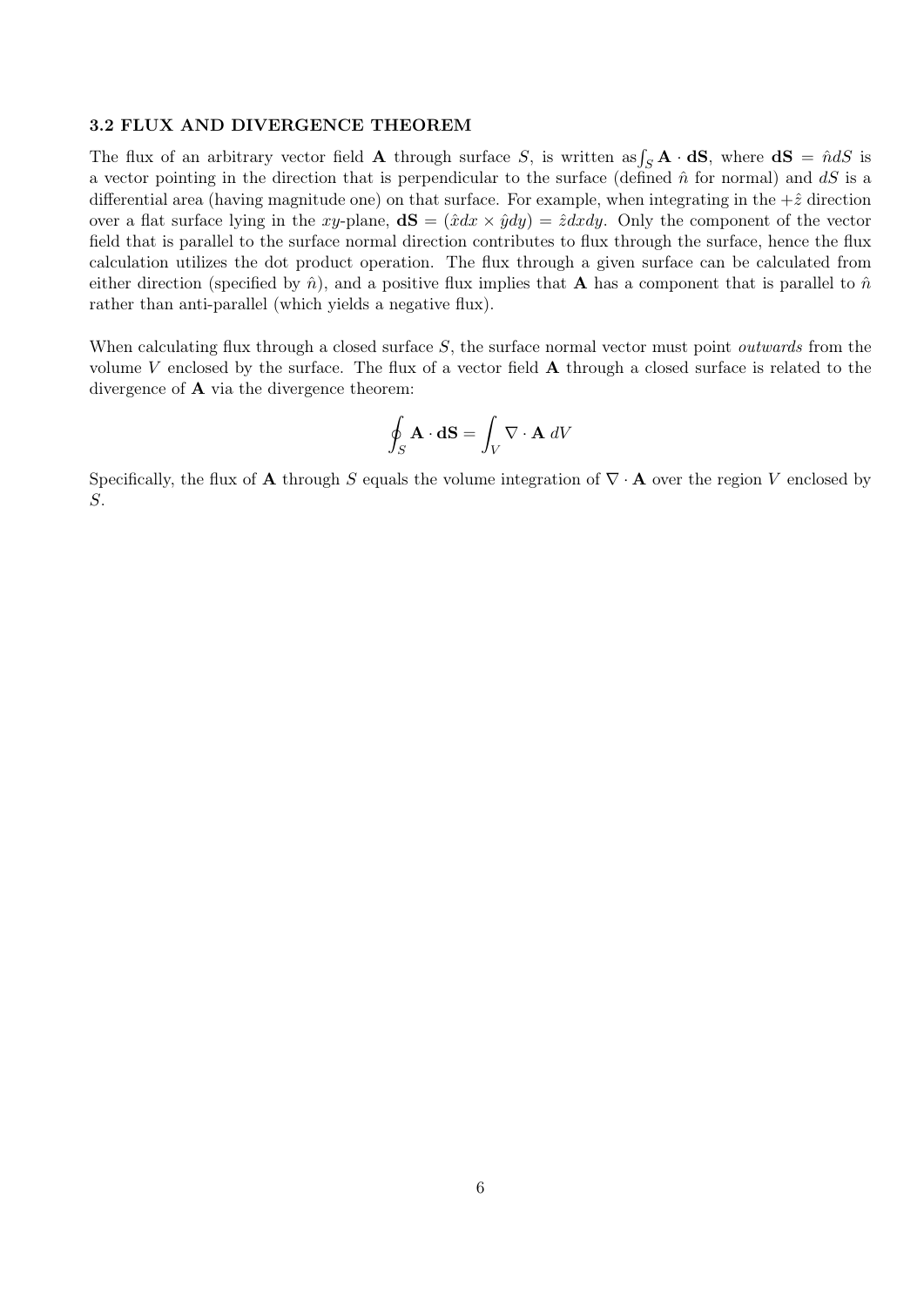### 3.2 FLUX AND DIVERGENCE THEOREM

The flux of an arbitrary vector field $\mathbf{A}$ through surface $S$, is written as $\int_S \mathbf{A} \cdot \mathbf{dS}$, where $\mathbf{dS} = \hat{n} dS$ is a vector pointing in the direction that is perpendicular to the surface (defined $\hat{n}$ for normal) and $dS$ is a differential area (having magnitude one) on that surface. For example, when integrating in the $+\hat{z}$ direction over a flat surface lying in the $xy$-plane, $\mathbf{dS} = (\hat{x}dx \times \hat{y}dy) = \hat{z}dxdy$. Only the component of the vector field that is parallel to the surface normal direction contributes to flux through the surface, hence the flux calculation utilizes the dot product operation. The flux through a given surface can be calculated from either direction (specified by $\hat{n}$), and a positive flux implies that $\mathbf{A}$ has a component that is parallel to $\hat{n}$ rather than anti-parallel (which yields a negative flux).

When calculating flux through a closed surface $S$, the surface normal vector must point *outwards* from the volume $V$ enclosed by the surface. The flux of a vector field $\mathbf{A}$ through a closed surface is related to the divergence of $\mathbf{A}$ via the divergence theorem:

$$\oint_S \mathbf{A} \cdot \mathbf{dS} = \int_V \nabla \cdot \mathbf{A} \, dV$$

Specifically, the flux of $\mathbf{A}$ through $S$ equals the volume integration of $\nabla \cdot \mathbf{A}$ over the region $V$ enclosed by $S$.